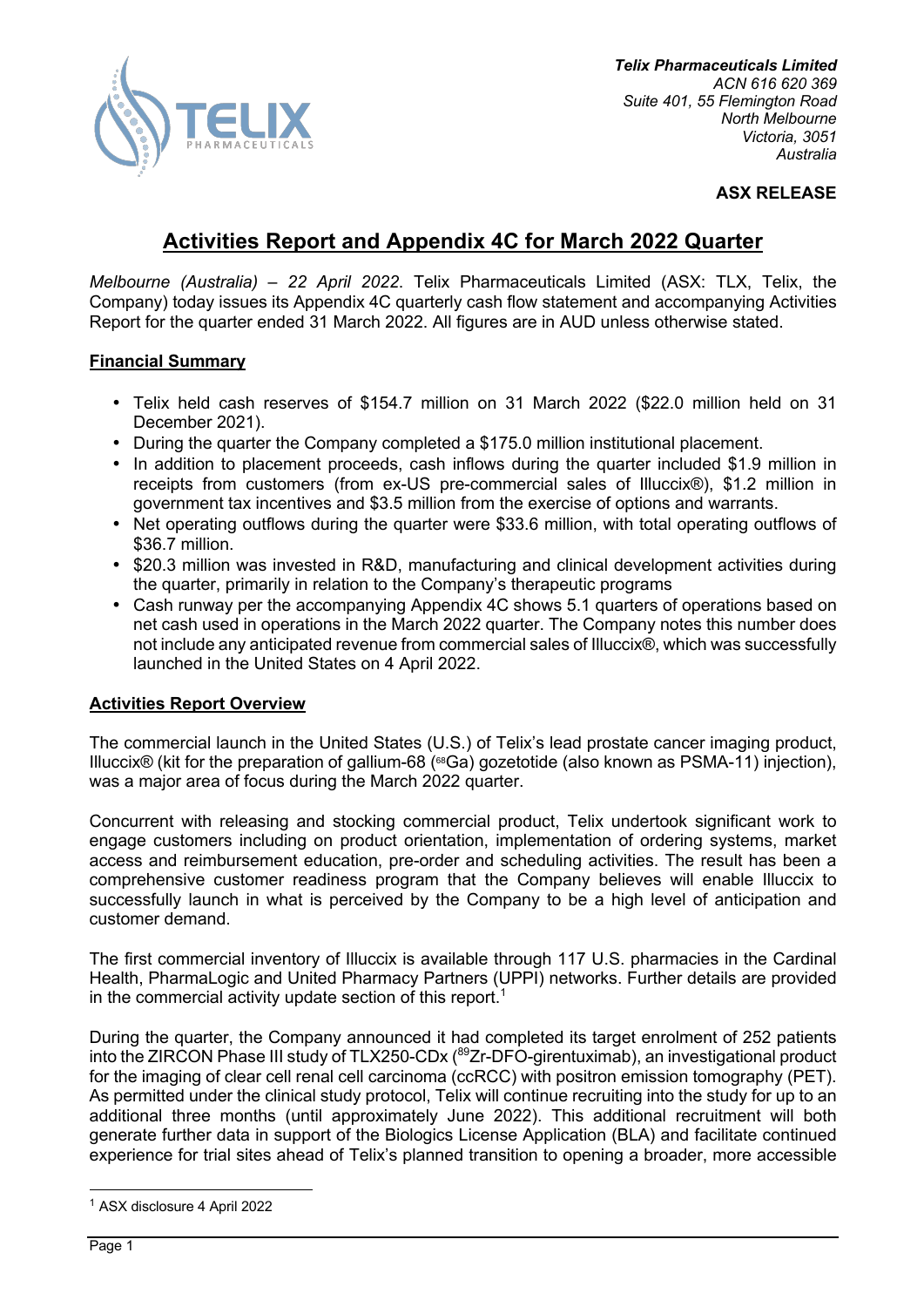*Telix Pharmaceuticals Limited*
*ACN 616 620 369*
*Suite 401, 55 Flemington Road*
*North Melbourne*
*Victoria, 3051*
*Australia*

**ASX RELEASE**

# Activities Report and Appendix 4C for March 2022 Quarter

*Melbourne (Australia) – 22 April 2022.* Telix Pharmaceuticals Limited (ASX: TLX, Telix, the Company) today issues its Appendix 4C quarterly cash flow statement and accompanying Activities Report for the quarter ended 31 March 2022. All figures are in AUD unless otherwise stated.

## Financial Summary

- Telix held cash reserves of $154.7 million on 31 March 2022 ($22.0 million held on 31 December 2021).
- During the quarter the Company completed a $175.0 million institutional placement.
- In addition to placement proceeds, cash inflows during the quarter included $1.9 million in receipts from customers (from ex-US pre-commercial sales of Illuccix®), $1.2 million in government tax incentives and $3.5 million from the exercise of options and warrants.
- Net operating outflows during the quarter were $33.6 million, with total operating outflows of $36.7 million.
- $20.3 million was invested in R&D, manufacturing and clinical development activities during the quarter, primarily in relation to the Company's therapeutic programs
- Cash runway per the accompanying Appendix 4C shows 5.1 quarters of operations based on net cash used in operations in the March 2022 quarter. The Company notes this number does not include any anticipated revenue from commercial sales of Illuccix®, which was successfully launched in the United States on 4 April 2022.

## Activities Report Overview

The commercial launch in the United States (U.S.) of Telix's lead prostate cancer imaging product, Illuccix® (kit for the preparation of gallium-68 ($^{68}$Ga) gozetotide (also known as PSMA-11) injection), was a major area of focus during the March 2022 quarter.

Concurrent with releasing and stocking commercial product, Telix undertook significant work to engage customers including on product orientation, implementation of ordering systems, market access and reimbursement education, pre-order and scheduling activities. The result has been a comprehensive customer readiness program that the Company believes will enable Illuccix to successfully launch in what is perceived by the Company to be a high level of anticipation and customer demand.

The first commercial inventory of Illuccix is available through 117 U.S. pharmacies in the Cardinal Health, PharmaLogic and United Pharmacy Partners (UPPI) networks. Further details are provided in the commercial activity update section of this report.[1]

During the quarter, the Company announced it had completed its target enrolment of 252 patients into the ZIRCON Phase III study of TLX250-CDx ($^{89}$Zr-DFO-girentuximab), an investigational product for the imaging of clear cell renal cell carcinoma (ccRCC) with positron emission tomography (PET). As permitted under the clinical study protocol, Telix will continue recruiting into the study for up to an additional three months (until approximately June 2022). This additional recruitment will both generate further data in support of the Biologics License Application (BLA) and facilitate continued experience for trial sites ahead of Telix's planned transition to opening a broader, more accessible

[1] ASX disclosure 4 April 2022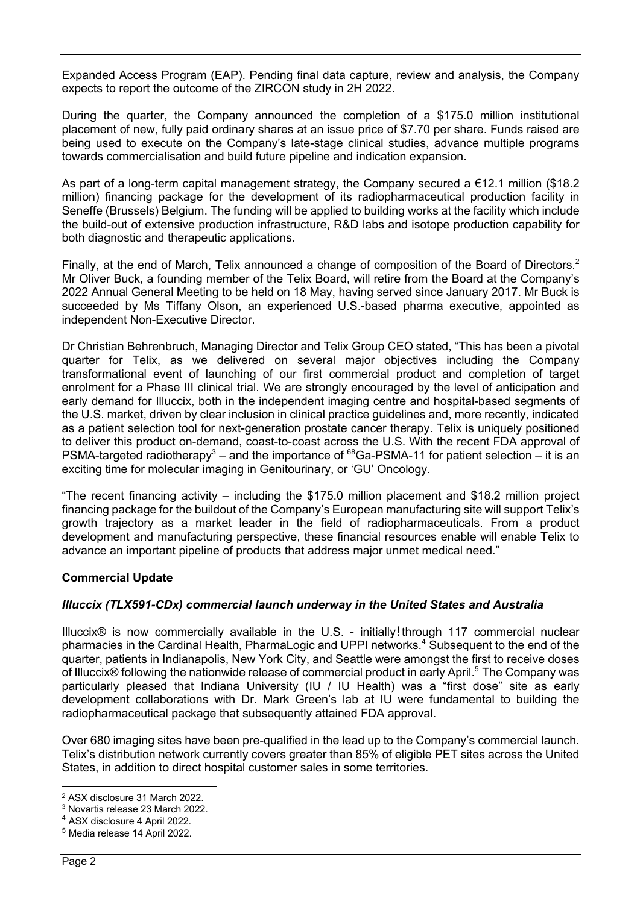Expanded Access Program (EAP). Pending final data capture, review and analysis, the Company expects to report the outcome of the ZIRCON study in 2H 2022.

During the quarter, the Company announced the completion of a $175.0 million institutional placement of new, fully paid ordinary shares at an issue price of $7.70 per share. Funds raised are being used to execute on the Company's late-stage clinical studies, advance multiple programs towards commercialisation and build future pipeline and indication expansion.

As part of a long-term capital management strategy, the Company secured a €12.1 million ($18.2 million) financing package for the development of its radiopharmaceutical production facility in Seneffe (Brussels) Belgium. The funding will be applied to building works at the facility which include the build-out of extensive production infrastructure, R&D labs and isotope production capability for both diagnostic and therapeutic applications.

Finally, at the end of March, Telix announced a change of composition of the Board of Directors.[2] Mr Oliver Buck, a founding member of the Telix Board, will retire from the Board at the Company's 2022 Annual General Meeting to be held on 18 May, having served since January 2017. Mr Buck is succeeded by Ms Tiffany Olson, an experienced U.S.-based pharma executive, appointed as independent Non-Executive Director.

Dr Christian Behrenbruch, Managing Director and Telix Group CEO stated, "This has been a pivotal quarter for Telix, as we delivered on several major objectives including the Company transformational event of launching of our first commercial product and completion of target enrolment for a Phase III clinical trial. We are strongly encouraged by the level of anticipation and early demand for Illuccix, both in the independent imaging centre and hospital-based segments of the U.S. market, driven by clear inclusion in clinical practice guidelines and, more recently, indicated as a patient selection tool for next-generation prostate cancer therapy. Telix is uniquely positioned to deliver this product on-demand, coast-to-coast across the U.S. With the recent FDA approval of PSMA-targeted radiotherapy[3] – and the importance of $^{68}$Ga-PSMA-11 for patient selection – it is an exciting time for molecular imaging in Genitourinary, or 'GU' Oncology.

"The recent financing activity – including the $175.0 million placement and $18.2 million project financing package for the buildout of the Company's European manufacturing site will support Telix's growth trajectory as a market leader in the field of radiopharmaceuticals. From a product development and manufacturing perspective, these financial resources enable will enable Telix to advance an important pipeline of products that address major unmet medical need."

## Commercial Update

### *Illuccix (TLX591-CDx) commercial launch underway in the United States and Australia*

Illuccix® is now commercially available in the U.S. - initially through 117 commercial nuclear pharmacies in the Cardinal Health, PharmaLogic and UPPI networks.[4] Subsequent to the end of the quarter, patients in Indianapolis, New York City, and Seattle were amongst the first to receive doses of Illuccix® following the nationwide release of commercial product in early April.[5] The Company was particularly pleased that Indiana University (IU / IU Health) was a "first dose" site as early development collaborations with Dr. Mark Green's lab at IU were fundamental to building the radiopharmaceutical package that subsequently attained FDA approval.

Over 680 imaging sites have been pre-qualified in the lead up to the Company's commercial launch. Telix's distribution network currently covers greater than 85% of eligible PET sites across the United States, in addition to direct hospital customer sales in some territories.

[2] ASX disclosure 31 March 2022.
[3] Novartis release 23 March 2022.
[4] ASX disclosure 4 April 2022.
[5] Media release 14 April 2022.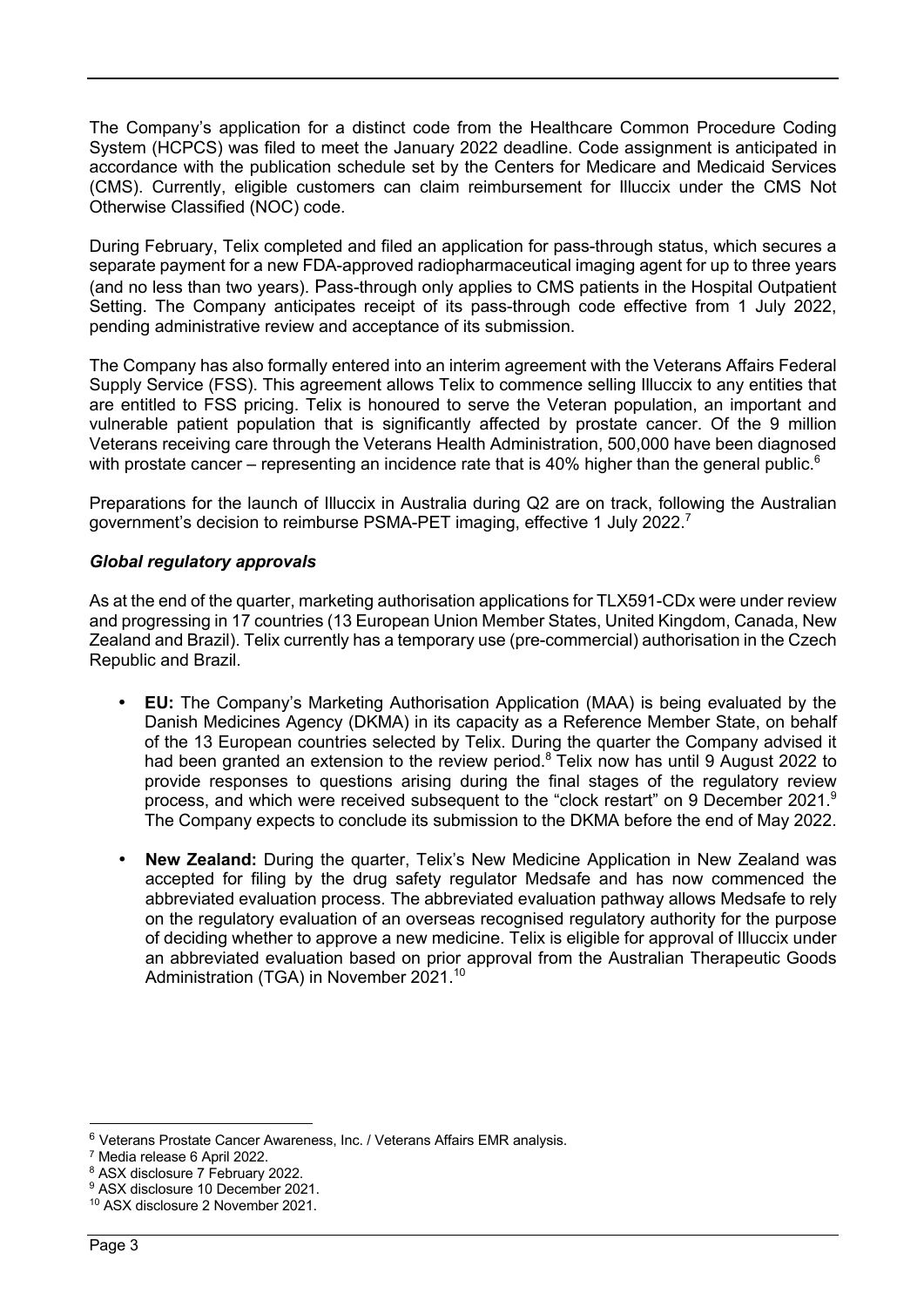The Company's application for a distinct code from the Healthcare Common Procedure Coding System (HCPCS) was filed to meet the January 2022 deadline. Code assignment is anticipated in accordance with the publication schedule set by the Centers for Medicare and Medicaid Services (CMS). Currently, eligible customers can claim reimbursement for Illuccix under the CMS Not Otherwise Classified (NOC) code.

During February, Telix completed and filed an application for pass-through status, which secures a separate payment for a new FDA-approved radiopharmaceutical imaging agent for up to three years (and no less than two years). Pass-through only applies to CMS patients in the Hospital Outpatient Setting. The Company anticipates receipt of its pass-through code effective from 1 July 2022, pending administrative review and acceptance of its submission.

The Company has also formally entered into an interim agreement with the Veterans Affairs Federal Supply Service (FSS). This agreement allows Telix to commence selling Illuccix to any entities that are entitled to FSS pricing. Telix is honoured to serve the Veteran population, an important and vulnerable patient population that is significantly affected by prostate cancer. Of the 9 million Veterans receiving care through the Veterans Health Administration, 500,000 have been diagnosed with prostate cancer – representing an incidence rate that is 40% higher than the general public.[6]

Preparations for the launch of Illuccix in Australia during Q2 are on track, following the Australian government's decision to reimburse PSMA-PET imaging, effective 1 July 2022.[7]

### *Global regulatory approvals*

As at the end of the quarter, marketing authorisation applications for TLX591-CDx were under review and progressing in 17 countries (13 European Union Member States, United Kingdom, Canada, New Zealand and Brazil). Telix currently has a temporary use (pre-commercial) authorisation in the Czech Republic and Brazil.

- **EU:** The Company's Marketing Authorisation Application (MAA) is being evaluated by the Danish Medicines Agency (DKMA) in its capacity as a Reference Member State, on behalf of the 13 European countries selected by Telix. During the quarter the Company advised it had been granted an extension to the review period.[8] Telix now has until 9 August 2022 to provide responses to questions arising during the final stages of the regulatory review process, and which were received subsequent to the "clock restart" on 9 December 2021.[9] The Company expects to conclude its submission to the DKMA before the end of May 2022.
- **New Zealand:** During the quarter, Telix's New Medicine Application in New Zealand was accepted for filing by the drug safety regulator Medsafe and has now commenced the abbreviated evaluation process. The abbreviated evaluation pathway allows Medsafe to rely on the regulatory evaluation of an overseas recognised regulatory authority for the purpose of deciding whether to approve a new medicine. Telix is eligible for approval of Illuccix under an abbreviated evaluation based on prior approval from the Australian Therapeutic Goods Administration (TGA) in November 2021.[10]

---

[6] Veterans Prostate Cancer Awareness, Inc. / Veterans Affairs EMR analysis.
[7] Media release 6 April 2022.
[8] ASX disclosure 7 February 2022.
[9] ASX disclosure 10 December 2021.
[10] ASX disclosure 2 November 2021.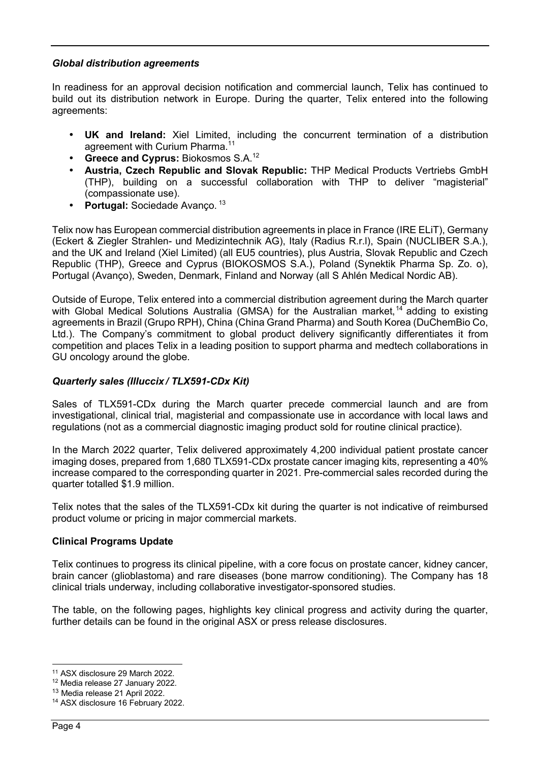### *Global distribution agreements*

In readiness for an approval decision notification and commercial launch, Telix has continued to build out its distribution network in Europe. During the quarter, Telix entered into the following agreements:

- **UK and Ireland:** Xiel Limited, including the concurrent termination of a distribution agreement with Curium Pharma.[11]
- **Greece and Cyprus:** Biokosmos S.A.[12]
- **Austria, Czech Republic and Slovak Republic:** THP Medical Products Vertriebs GmbH (THP), building on a successful collaboration with THP to deliver "magisterial" (compassionate use).
- **Portugal:** Sociedade Avanço.[13]

Telix now has European commercial distribution agreements in place in France (IRE ELiT), Germany (Eckert & Ziegler Strahlen- und Medizintechnik AG), Italy (Radius R.r.l), Spain (NUCLIBER S.A.), and the UK and Ireland (Xiel Limited) (all EU5 countries), plus Austria, Slovak Republic and Czech Republic (THP), Greece and Cyprus (BIOKOSMOS S.A.), Poland (Synektik Pharma Sp. Zo. o), Portugal (Avanço), Sweden, Denmark, Finland and Norway (all S Ahlén Medical Nordic AB).

Outside of Europe, Telix entered into a commercial distribution agreement during the March quarter with Global Medical Solutions Australia (GMSA) for the Australian market,[14] adding to existing agreements in Brazil (Grupo RPH), China (China Grand Pharma) and South Korea (DuChemBio Co, Ltd.). The Company's commitment to global product delivery significantly differentiates it from competition and places Telix in a leading position to support pharma and medtech collaborations in GU oncology around the globe.

### *Quarterly sales (Illuccix / TLX591-CDx Kit)*

Sales of TLX591-CDx during the March quarter precede commercial launch and are from investigational, clinical trial, magisterial and compassionate use in accordance with local laws and regulations (not as a commercial diagnostic imaging product sold for routine clinical practice).

In the March 2022 quarter, Telix delivered approximately 4,200 individual patient prostate cancer imaging doses, prepared from 1,680 TLX591-CDx prostate cancer imaging kits, representing a 40% increase compared to the corresponding quarter in 2021. Pre-commercial sales recorded during the quarter totalled $1.9 million.

Telix notes that the sales of the TLX591-CDx kit during the quarter is not indicative of reimbursed product volume or pricing in major commercial markets.

## Clinical Programs Update

Telix continues to progress its clinical pipeline, with a core focus on prostate cancer, kidney cancer, brain cancer (glioblastoma) and rare diseases (bone marrow conditioning). The Company has 18 clinical trials underway, including collaborative investigator-sponsored studies.

The table, on the following pages, highlights key clinical progress and activity during the quarter, further details can be found in the original ASX or press release disclosures.

---

[11] ASX disclosure 29 March 2022.

[12] Media release 27 January 2022.

[13] Media release 21 April 2022.

[14] ASX disclosure 16 February 2022.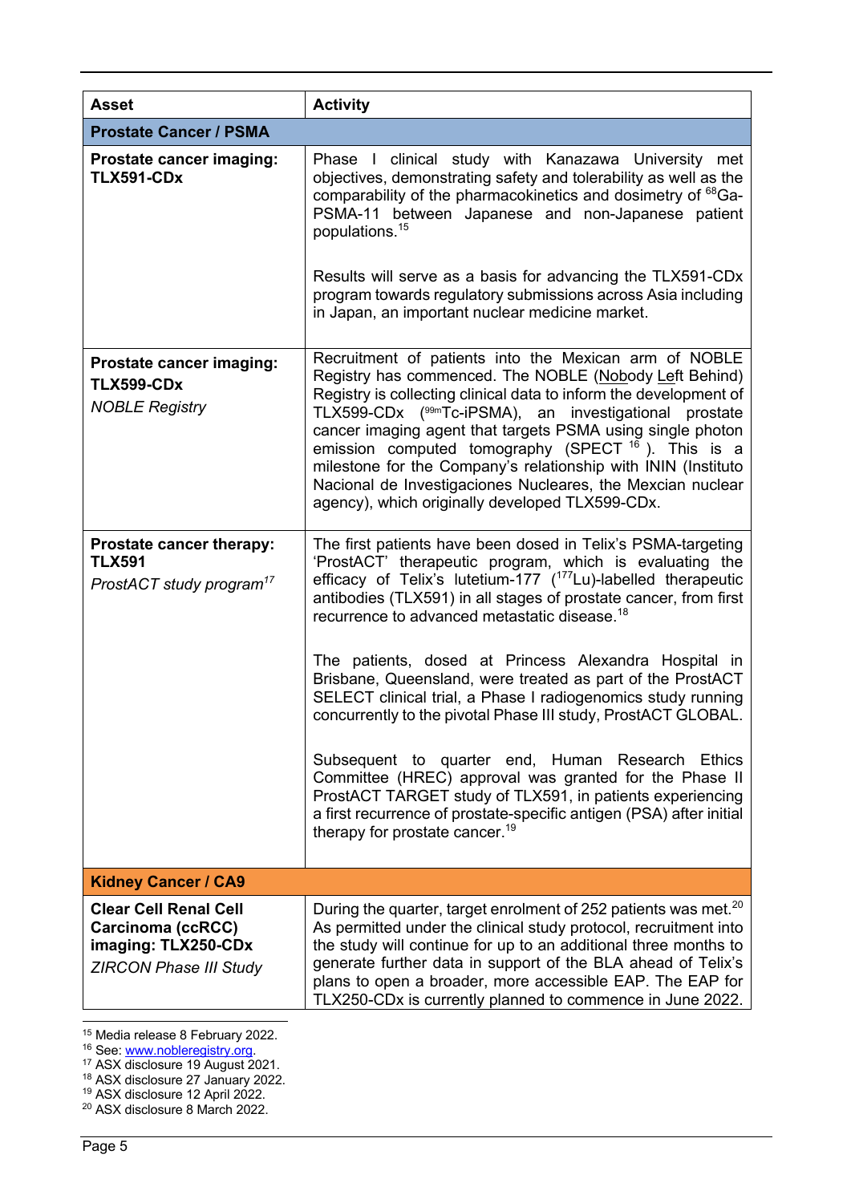| Asset | Activity |
|---|---|
| **Prostate Cancer / PSMA** | |
| **Prostate cancer imaging: TLX591-CDx** | Phase I clinical study with Kanazawa University met objectives, demonstrating safety and tolerability as well as the comparability of the pharmacokinetics and dosimetry of $^{68}$Ga-PSMA-11 between Japanese and non-Japanese patient populations.[15]<br><br>Results will serve as a basis for advancing the TLX591-CDx program towards regulatory submissions across Asia including in Japan, an important nuclear medicine market. |
| **Prostate cancer imaging: TLX599-CDx**<br>*NOBLE Registry* | Recruitment of patients into the Mexican arm of NOBLE Registry has commenced. The NOBLE (Nobody Left Behind) Registry is collecting clinical data to inform the development of TLX599-CDx ($^{99m}$Tc-iPSMA), an investigational prostate cancer imaging agent that targets PSMA using single photon emission computed tomography (SPECT [16]). This is a milestone for the Company's relationship with ININ (Instituto Nacional de Investigaciones Nucleares, the Mexcian nuclear agency), which originally developed TLX599-CDx. |
| **Prostate cancer therapy: TLX591**<br>*ProstACT study program*[17] | The first patients have been dosed in Telix's PSMA-targeting 'ProstACT' therapeutic program, which is evaluating the efficacy of Telix's lutetium-177 ($^{177}$Lu)-labelled therapeutic antibodies (TLX591) in all stages of prostate cancer, from first recurrence to advanced metastatic disease.[18]<br><br>The patients, dosed at Princess Alexandra Hospital in Brisbane, Queensland, were treated as part of the ProstACT SELECT clinical trial, a Phase I radiogenomics study running concurrently to the pivotal Phase III study, ProstACT GLOBAL.<br><br>Subsequent to quarter end, Human Research Ethics Committee (HREC) approval was granted for the Phase II ProstACT TARGET study of TLX591, in patients experiencing a first recurrence of prostate-specific antigen (PSA) after initial therapy for prostate cancer.[19] |
| **Kidney Cancer / CA9** | |
| **Clear Cell Renal Cell Carcinoma (ccRCC) imaging: TLX250-CDx**<br>*ZIRCON Phase III Study* | During the quarter, target enrolment of 252 patients was met.[20] As permitted under the clinical study protocol, recruitment into the study will continue for up to an additional three months to generate further data in support of the BLA ahead of Telix's plans to open a broader, more accessible EAP. The EAP for TLX250-CDx is currently planned to commence in June 2022. |

[15] Media release 8 February 2022.
[16] See: www.nobleregistry.org.
[17] ASX disclosure 19 August 2021.
[18] ASX disclosure 27 January 2022.
[19] ASX disclosure 12 April 2022.
[20] ASX disclosure 8 March 2022.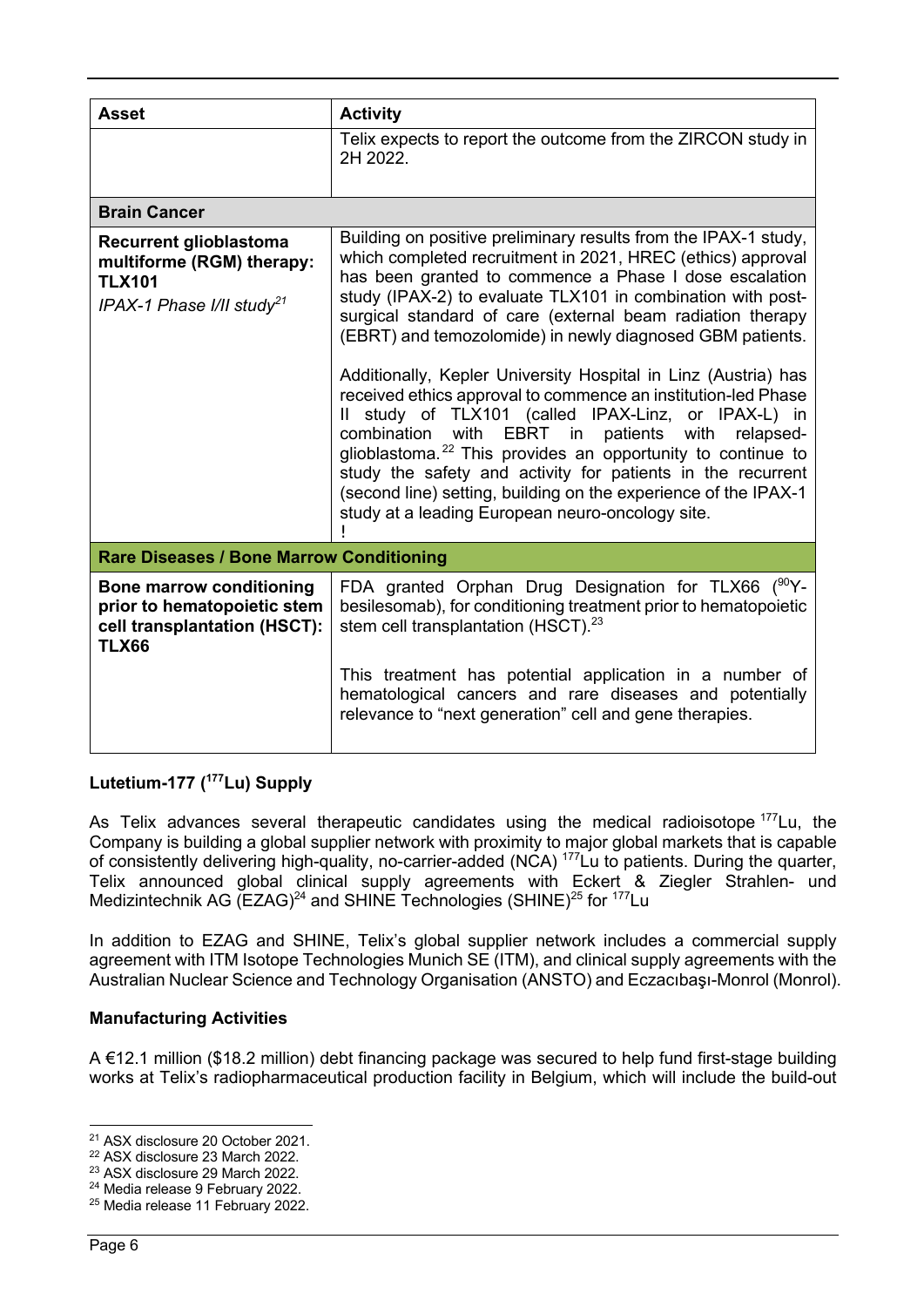| Asset | Activity |
| --- | --- |
| | Telix expects to report the outcome from the ZIRCON study in 2H 2022. |
| **Brain Cancer** | |
| **Recurrent glioblastoma multiforme (RGM) therapy: TLX101**<br>*IPAX-1 Phase I/II study*[21] | Building on positive preliminary results from the IPAX-1 study, which completed recruitment in 2021, HREC (ethics) approval has been granted to commence a Phase I dose escalation study (IPAX-2) to evaluate TLX101 in combination with post-surgical standard of care (external beam radiation therapy (EBRT) and temozolomide) in newly diagnosed GBM patients.<br><br>Additionally, Kepler University Hospital in Linz (Austria) has received ethics approval to commence an institution-led Phase II study of TLX101 (called IPAX-Linz, or IPAX-L) in combination with EBRT in patients with relapsed-glioblastoma.[22] This provides an opportunity to continue to study the safety and activity for patients in the recurrent (second line) setting, building on the experience of the IPAX-1 study at a leading European neuro-oncology site.<br>! |
| **Rare Diseases / Bone Marrow Conditioning** | |
| **Bone marrow conditioning prior to hematopoietic stem cell transplantation (HSCT): TLX66** | FDA granted Orphan Drug Designation for TLX66 ($^{90}$Y-besilesomab), for conditioning treatment prior to hematopoietic stem cell transplantation (HSCT).[23]<br><br>This treatment has potential application in a number of hematological cancers and rare diseases and potentially relevance to "next generation" cell and gene therapies. |

### Lutetium-177 ($^{177}$Lu) Supply

As Telix advances several therapeutic candidates using the medical radioisotope $^{177}$Lu, the Company is building a global supplier network with proximity to major global markets that is capable of consistently delivering high-quality, no-carrier-added (NCA) $^{177}$Lu to patients. During the quarter, Telix announced global clinical supply agreements with Eckert & Ziegler Strahlen- und Medizintechnik AG (EZAG)[24] and SHINE Technologies (SHINE)[25] for $^{177}$Lu

In addition to EZAG and SHINE, Telix's global supplier network includes a commercial supply agreement with ITM Isotope Technologies Munich SE (ITM), and clinical supply agreements with the Australian Nuclear Science and Technology Organisation (ANSTO) and Eczacıbaşı-Monrol (Monrol).

### Manufacturing Activities

A €12.1 million ($18.2 million) debt financing package was secured to help fund first-stage building works at Telix's radiopharmaceutical production facility in Belgium, which will include the build-out

---

[21] ASX disclosure 20 October 2021.
[22] ASX disclosure 23 March 2022.
[23] ASX disclosure 29 March 2022.
[24] Media release 9 February 2022.
[25] Media release 11 February 2022.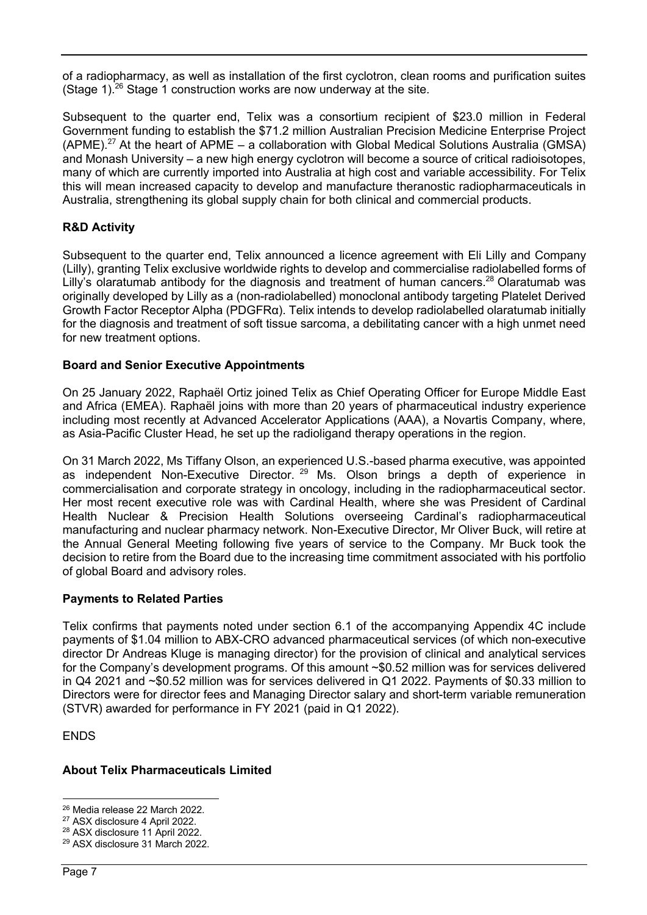of a radiopharmacy, as well as installation of the first cyclotron, clean rooms and purification suites (Stage 1).[26] Stage 1 construction works are now underway at the site.

Subsequent to the quarter end, Telix was a consortium recipient of $23.0 million in Federal Government funding to establish the $71.2 million Australian Precision Medicine Enterprise Project (APME).[27] At the heart of APME – a collaboration with Global Medical Solutions Australia (GMSA) and Monash University – a new high energy cyclotron will become a source of critical radioisotopes, many of which are currently imported into Australia at high cost and variable accessibility. For Telix this will mean increased capacity to develop and manufacture theranostic radiopharmaceuticals in Australia, strengthening its global supply chain for both clinical and commercial products.

**R&D Activity**

Subsequent to the quarter end, Telix announced a licence agreement with Eli Lilly and Company (Lilly), granting Telix exclusive worldwide rights to develop and commercialise radiolabelled forms of Lilly's olaratumab antibody for the diagnosis and treatment of human cancers.[28] Olaratumab was originally developed by Lilly as a (non-radiolabelled) monoclonal antibody targeting Platelet Derived Growth Factor Receptor Alpha (PDGFRα). Telix intends to develop radiolabelled olaratumab initially for the diagnosis and treatment of soft tissue sarcoma, a debilitating cancer with a high unmet need for new treatment options.

**Board and Senior Executive Appointments**

On 25 January 2022, Raphaël Ortiz joined Telix as Chief Operating Officer for Europe Middle East and Africa (EMEA). Raphaël joins with more than 20 years of pharmaceutical industry experience including most recently at Advanced Accelerator Applications (AAA), a Novartis Company, where, as Asia-Pacific Cluster Head, he set up the radioligand therapy operations in the region.

On 31 March 2022, Ms Tiffany Olson, an experienced U.S.-based pharma executive, was appointed as independent Non-Executive Director.[29] Ms. Olson brings a depth of experience in commercialisation and corporate strategy in oncology, including in the radiopharmaceutical sector. Her most recent executive role was with Cardinal Health, where she was President of Cardinal Health Nuclear & Precision Health Solutions overseeing Cardinal's radiopharmaceutical manufacturing and nuclear pharmacy network. Non-Executive Director, Mr Oliver Buck, will retire at the Annual General Meeting following five years of service to the Company. Mr Buck took the decision to retire from the Board due to the increasing time commitment associated with his portfolio of global Board and advisory roles.

**Payments to Related Parties**

Telix confirms that payments noted under section 6.1 of the accompanying Appendix 4C include payments of $1.04 million to ABX-CRO advanced pharmaceutical services (of which non-executive director Dr Andreas Kluge is managing director) for the provision of clinical and analytical services for the Company's development programs. Of this amount ~$0.52 million was for services delivered in Q4 2021 and ~$0.52 million was for services delivered in Q1 2022. Payments of $0.33 million to Directors were for director fees and Managing Director salary and short-term variable remuneration (STVR) awarded for performance in FY 2021 (paid in Q1 2022).

ENDS

**About Telix Pharmaceuticals Limited**

[26] Media release 22 March 2022.
[27] ASX disclosure 4 April 2022.
[28] ASX disclosure 11 April 2022.
[29] ASX disclosure 31 March 2022.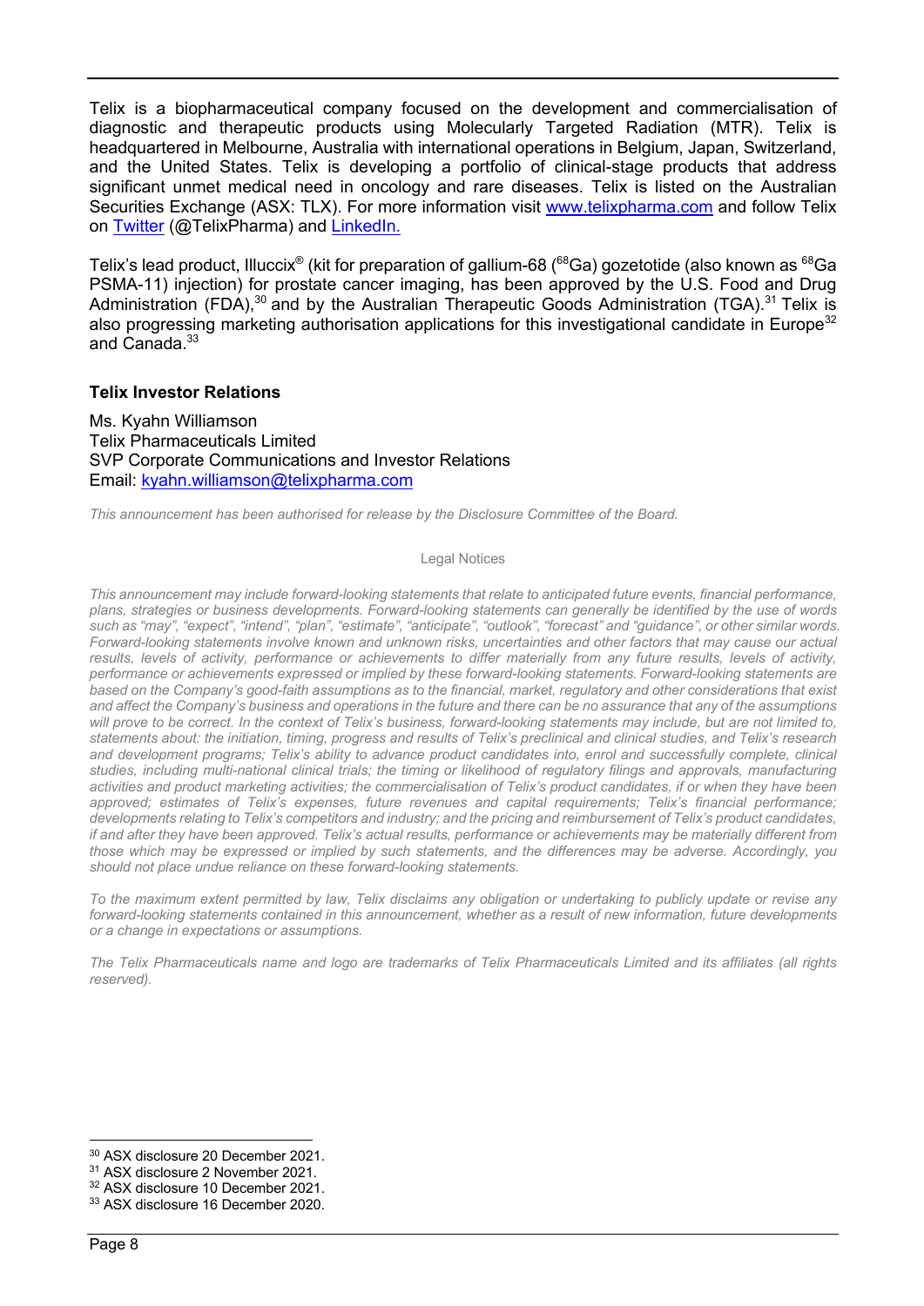Telix is a biopharmaceutical company focused on the development and commercialisation of diagnostic and therapeutic products using Molecularly Targeted Radiation (MTR). Telix is headquartered in Melbourne, Australia with international operations in Belgium, Japan, Switzerland, and the United States. Telix is developing a portfolio of clinical-stage products that address significant unmet medical need in oncology and rare diseases. Telix is listed on the Australian Securities Exchange (ASX: TLX). For more information visit [www.telixpharma.com](http://www.telixpharma.com) and follow Telix on [Twitter](https://twitter.com/TelixPharma) (@TelixPharma) and [LinkedIn.](https://www.linkedin.com)

Telix's lead product, Illuccix® (kit for preparation of gallium-68 ($^{68}$Ga) gozetotide (also known as $^{68}$Ga PSMA-11) injection) for prostate cancer imaging, has been approved by the U.S. Food and Drug Administration (FDA),[30] and by the Australian Therapeutic Goods Administration (TGA).[31] Telix is also progressing marketing authorisation applications for this investigational candidate in Europe[32] and Canada.[33]

### Telix Investor Relations

Ms. Kyahn Williamson
Telix Pharmaceuticals Limited
SVP Corporate Communications and Investor Relations
Email: [kyahn.williamson@telixpharma.com](mailto:kyahn.williamson@telixpharma.com)

*This announcement has been authorised for release by the Disclosure Committee of the Board.*

Legal Notices

*This announcement may include forward-looking statements that relate to anticipated future events, financial performance, plans, strategies or business developments. Forward-looking statements can generally be identified by the use of words such as "may", "expect", "intend", "plan", "estimate", "anticipate", "outlook", "forecast" and "guidance", or other similar words. Forward-looking statements involve known and unknown risks, uncertainties and other factors that may cause our actual results, levels of activity, performance or achievements to differ materially from any future results, levels of activity, performance or achievements expressed or implied by these forward-looking statements. Forward-looking statements are based on the Company's good-faith assumptions as to the financial, market, regulatory and other considerations that exist and affect the Company's business and operations in the future and there can be no assurance that any of the assumptions will prove to be correct. In the context of Telix's business, forward-looking statements may include, but are not limited to, statements about: the initiation, timing, progress and results of Telix's preclinical and clinical studies, and Telix's research and development programs; Telix's ability to advance product candidates into, enrol and successfully complete, clinical studies, including multi-national clinical trials; the timing or likelihood of regulatory filings and approvals, manufacturing activities and product marketing activities; the commercialisation of Telix's product candidates, if or when they have been approved; estimates of Telix's expenses, future revenues and capital requirements; Telix's financial performance; developments relating to Telix's competitors and industry; and the pricing and reimbursement of Telix's product candidates, if and after they have been approved. Telix's actual results, performance or achievements may be materially different from those which may be expressed or implied by such statements, and the differences may be adverse. Accordingly, you should not place undue reliance on these forward-looking statements.*

*To the maximum extent permitted by law, Telix disclaims any obligation or undertaking to publicly update or revise any forward-looking statements contained in this announcement, whether as a result of new information, future developments or a change in expectations or assumptions.*

*The Telix Pharmaceuticals name and logo are trademarks of Telix Pharmaceuticals Limited and its affiliates (all rights reserved).*

---

[30] ASX disclosure 20 December 2021.
[31] ASX disclosure 2 November 2021.
[32] ASX disclosure 10 December 2021.
[33] ASX disclosure 16 December 2020.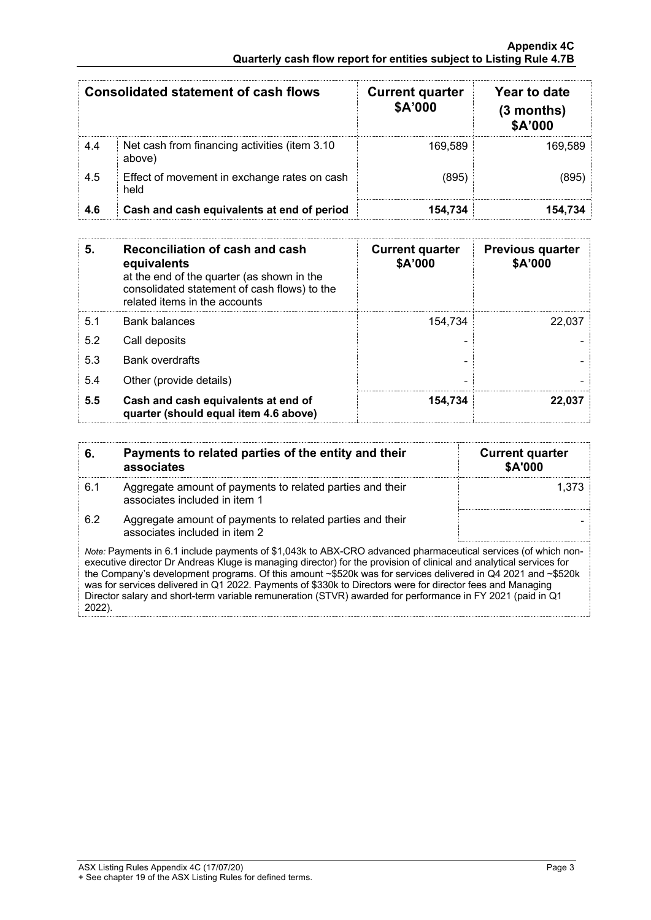| | Consolidated statement of cash flows | Current quarter $A'000 | Year to date (3 months) $A'000 |
|---|---|---|---|
| 4.4 | Net cash from financing activities (item 3.10 above) | 169,589 | 169,589 |
| 4.5 | Effect of movement in exchange rates on cash held | (895) | (895) |
| **4.6** | **Cash and cash equivalents at end of period** | **154,734** | **154,734** |

| **5.** | **Reconciliation of cash and cash equivalents** at the end of the quarter (as shown in the consolidated statement of cash flows) to the related items in the accounts | **Current quarter $A'000** | **Previous quarter $A'000** |
|---|---|---|---|
| 5.1 | Bank balances | 154,734 | 22,037 |
| 5.2 | Call deposits | - | - |
| 5.3 | Bank overdrafts | - | - |
| 5.4 | Other (provide details) | - | - |
| **5.5** | **Cash and cash equivalents at end of quarter (should equal item 4.6 above)** | **154,734** | **22,037** |

| **6.** | **Payments to related parties of the entity and their associates** | **Current quarter $A'000** |
|---|---|---|
| 6.1 | Aggregate amount of payments to related parties and their associates included in item 1 | 1,373 |
| 6.2 | Aggregate amount of payments to related parties and their associates included in item 2 | - |

*Note:* Payments in 6.1 include payments of $1,043k to ABX-CRO advanced pharmaceutical services (of which non-executive director Dr Andreas Kluge is managing director) for the provision of clinical and analytical services for the Company's development programs. Of this amount ~$520k was for services delivered in Q4 2021 and ~$520k was for services delivered in Q1 2022. Payments of $330k to Directors were for director fees and Managing Director salary and short-term variable remuneration (STVR) awarded for performance in FY 2021 (paid in Q1 2022).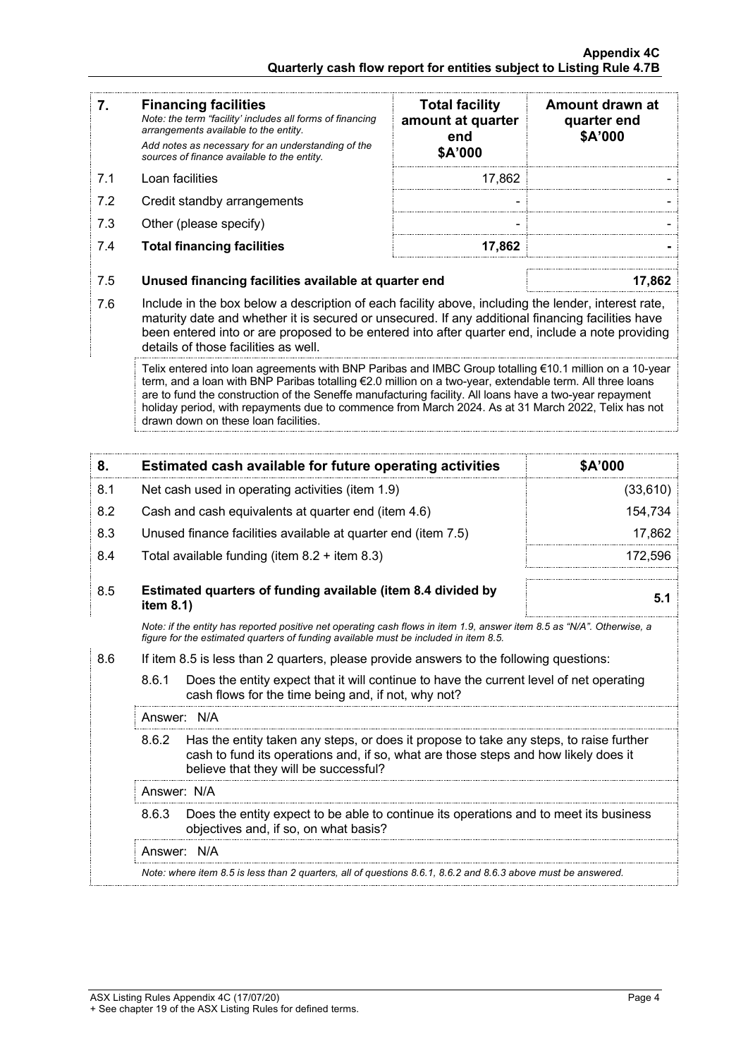| 7. | **Financing facilities** *Note: the term "facility' includes all forms of financing arrangements available to the entity.* *Add notes as necessary for an understanding of the sources of finance available to the entity.* | **Total facility amount at quarter end \$A'000** | **Amount drawn at quarter end \$A'000** |
|---|---|---|---|
| 7.1 | Loan facilities | 17,862 | - |
| 7.2 | Credit standby arrangements | - | - |
| 7.3 | Other (please specify) | - | - |
| 7.4 | **Total financing facilities** | **17,862** | **-** |

| 7.5 | **Unused financing facilities available at quarter end** | **17,862** |
|---|---|---|

7.6 Include in the box below a description of each facility above, including the lender, interest rate, maturity date and whether it is secured or unsecured. If any additional financing facilities have been entered into or are proposed to be entered into after quarter end, include a note providing details of those facilities as well.

Telix entered into loan agreements with BNP Paribas and IMBC Group totalling €10.1 million on a 10-year term, and a loan with BNP Paribas totalling €2.0 million on a two-year, extendable term. All three loans are to fund the construction of the Seneffe manufacturing facility. All loans have a two-year repayment holiday period, with repayments due to commence from March 2024. As at 31 March 2022, Telix has not drawn down on these loan facilities.

| 8. | **Estimated cash available for future operating activities** | **\$A'000** |
|---|---|---|
| 8.1 | Net cash used in operating activities (item 1.9) | (33,610) |
| 8.2 | Cash and cash equivalents at quarter end (item 4.6) | 154,734 |
| 8.3 | Unused finance facilities available at quarter end (item 7.5) | 17,862 |
| 8.4 | Total available funding (item 8.2 + item 8.3) | 172,596 |
| 8.5 | **Estimated quarters of funding available (item 8.4 divided by item 8.1)** | **5.1** |

*Note: if the entity has reported positive net operating cash flows in item 1.9, answer item 8.5 as "N/A". Otherwise, a figure for the estimated quarters of funding available must be included in item 8.5.*

8.6 If item 8.5 is less than 2 quarters, please provide answers to the following questions:

8.6.1 Does the entity expect that it will continue to have the current level of net operating cash flows for the time being and, if not, why not?

Answer: N/A

8.6.2 Has the entity taken any steps, or does it propose to take any steps, to raise further cash to fund its operations and, if so, what are those steps and how likely does it believe that they will be successful?

Answer: N/A

8.6.3 Does the entity expect to be able to continue its operations and to meet its business objectives and, if so, on what basis?

Answer: N/A

*Note: where item 8.5 is less than 2 quarters, all of questions 8.6.1, 8.6.2 and 8.6.3 above must be answered.*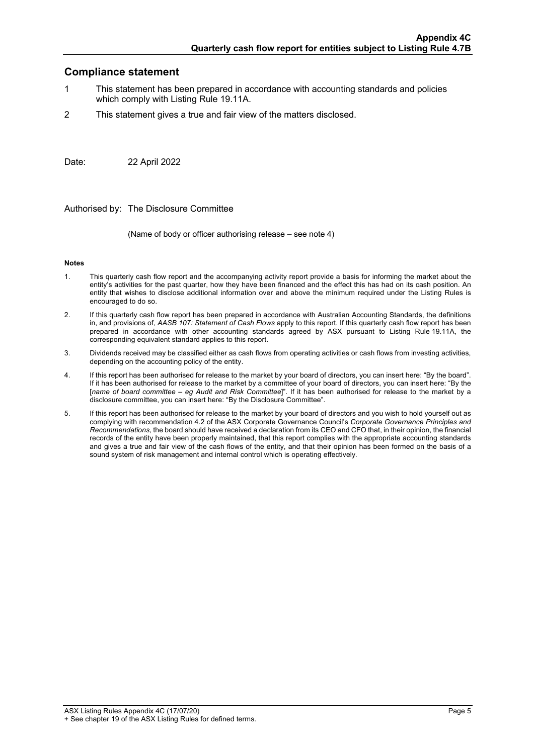## Compliance statement

1 This statement has been prepared in accordance with accounting standards and policies which comply with Listing Rule 19.11A.

2 This statement gives a true and fair view of the matters disclosed.

Date: 22 April 2022

Authorised by: The Disclosure Committee

(Name of body or officer authorising release – see note 4)

**Notes**

1. This quarterly cash flow report and the accompanying activity report provide a basis for informing the market about the entity's activities for the past quarter, how they have been financed and the effect this has had on its cash position. An entity that wishes to disclose additional information over and above the minimum required under the Listing Rules is encouraged to do so.
2. If this quarterly cash flow report has been prepared in accordance with Australian Accounting Standards, the definitions in, and provisions of, *AASB 107: Statement of Cash Flows* apply to this report. If this quarterly cash flow report has been prepared in accordance with other accounting standards agreed by ASX pursuant to Listing Rule 19.11A, the corresponding equivalent standard applies to this report.
3. Dividends received may be classified either as cash flows from operating activities or cash flows from investing activities, depending on the accounting policy of the entity.
4. If this report has been authorised for release to the market by your board of directors, you can insert here: "By the board". If it has been authorised for release to the market by a committee of your board of directors, you can insert here: "By the [*name of board committee – eg Audit and Risk Committee*]". If it has been authorised for release to the market by a disclosure committee, you can insert here: "By the Disclosure Committee".
5. If this report has been authorised for release to the market by your board of directors and you wish to hold yourself out as complying with recommendation 4.2 of the ASX Corporate Governance Council's *Corporate Governance Principles and Recommendations*, the board should have received a declaration from its CEO and CFO that, in their opinion, the financial records of the entity have been properly maintained, that this report complies with the appropriate accounting standards and gives a true and fair view of the cash flows of the entity, and that their opinion has been formed on the basis of a sound system of risk management and internal control which is operating effectively.